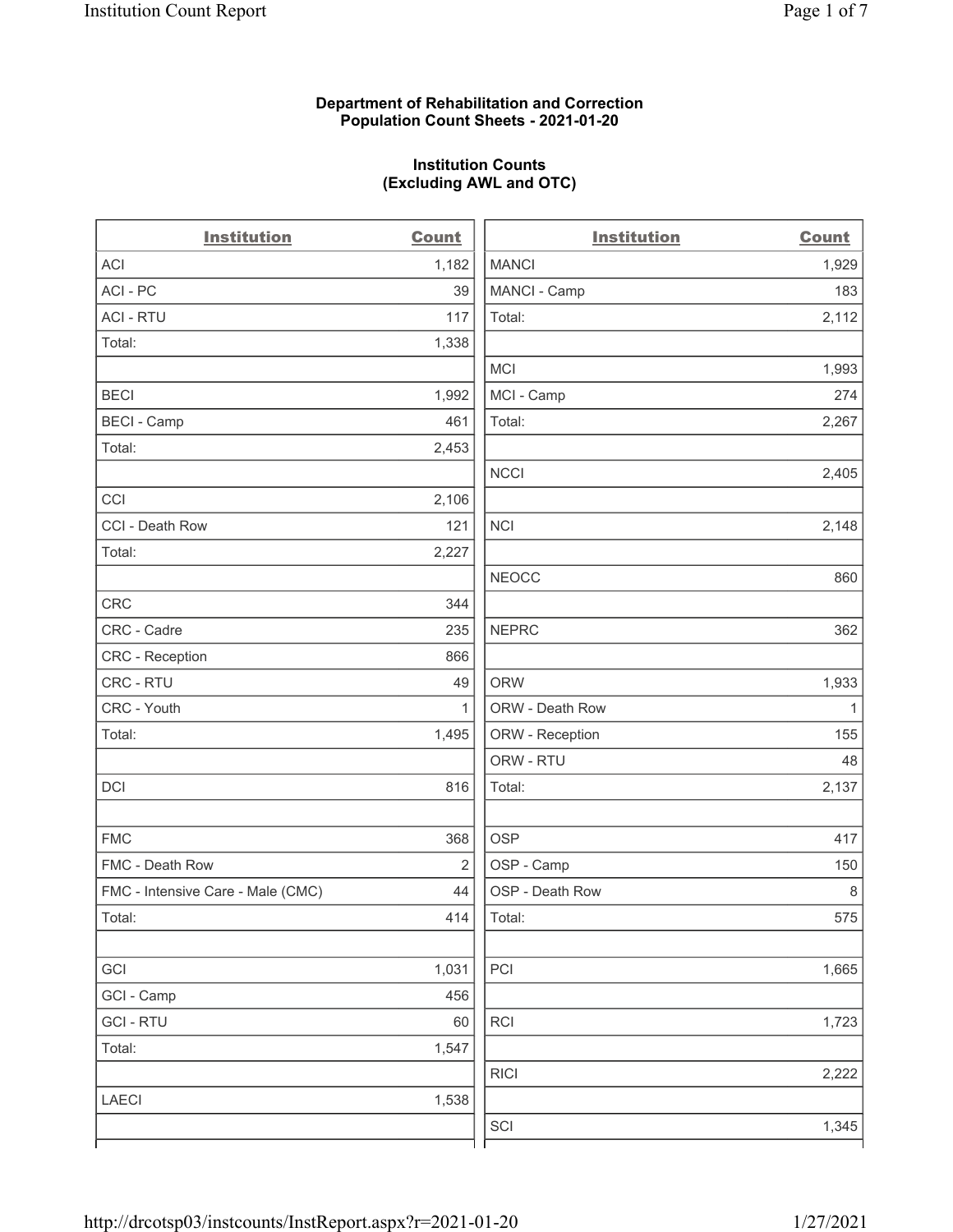**Department of Rehabilitation and Correction**
**Population Count Sheets - 2021-01-20**

**Institution Counts**
**(Excluding AWL and OTC)**

| Institution | Count |
|---|---|
| ACI | 1,182 |
| ACI - PC | 39 |
| ACI - RTU | 117 |
| Total: | 1,338 |
| | |
| BECI | 1,992 |
| BECI - Camp | 461 |
| Total: | 2,453 |
| | |
| CCI | 2,106 |
| CCI - Death Row | 121 |
| Total: | 2,227 |
| | |
| CRC | 344 |
| CRC - Cadre | 235 |
| CRC - Reception | 866 |
| CRC - RTU | 49 |
| CRC - Youth | 1 |
| Total: | 1,495 |
| | |
| DCI | 816 |
| | |
| FMC | 368 |
| FMC - Death Row | 2 |
| FMC - Intensive Care - Male (CMC) | 44 |
| Total: | 414 |
| | |
| GCI | 1,031 |
| GCI - Camp | 456 |
| GCI - RTU | 60 |
| Total: | 1,547 |
| | |
| LAECI | 1,538 |

| Institution | Count |
|---|---|
| MANCI | 1,929 |
| MANCI - Camp | 183 |
| Total: | 2,112 |
| | |
| MCI | 1,993 |
| MCI - Camp | 274 |
| Total: | 2,267 |
| | |
| NCCI | 2,405 |
| | |
| NCI | 2,148 |
| | |
| NEOCC | 860 |
| | |
| NEPRC | 362 |
| | |
| ORW | 1,933 |
| ORW - Death Row | 1 |
| ORW - Reception | 155 |
| ORW - RTU | 48 |
| Total: | 2,137 |
| | |
| OSP | 417 |
| OSP - Camp | 150 |
| OSP - Death Row | 8 |
| Total: | 575 |
| | |
| PCI | 1,665 |
| | |
| RCI | 1,723 |
| | |
| RICI | 2,222 |
| | |
| SCI | 1,345 |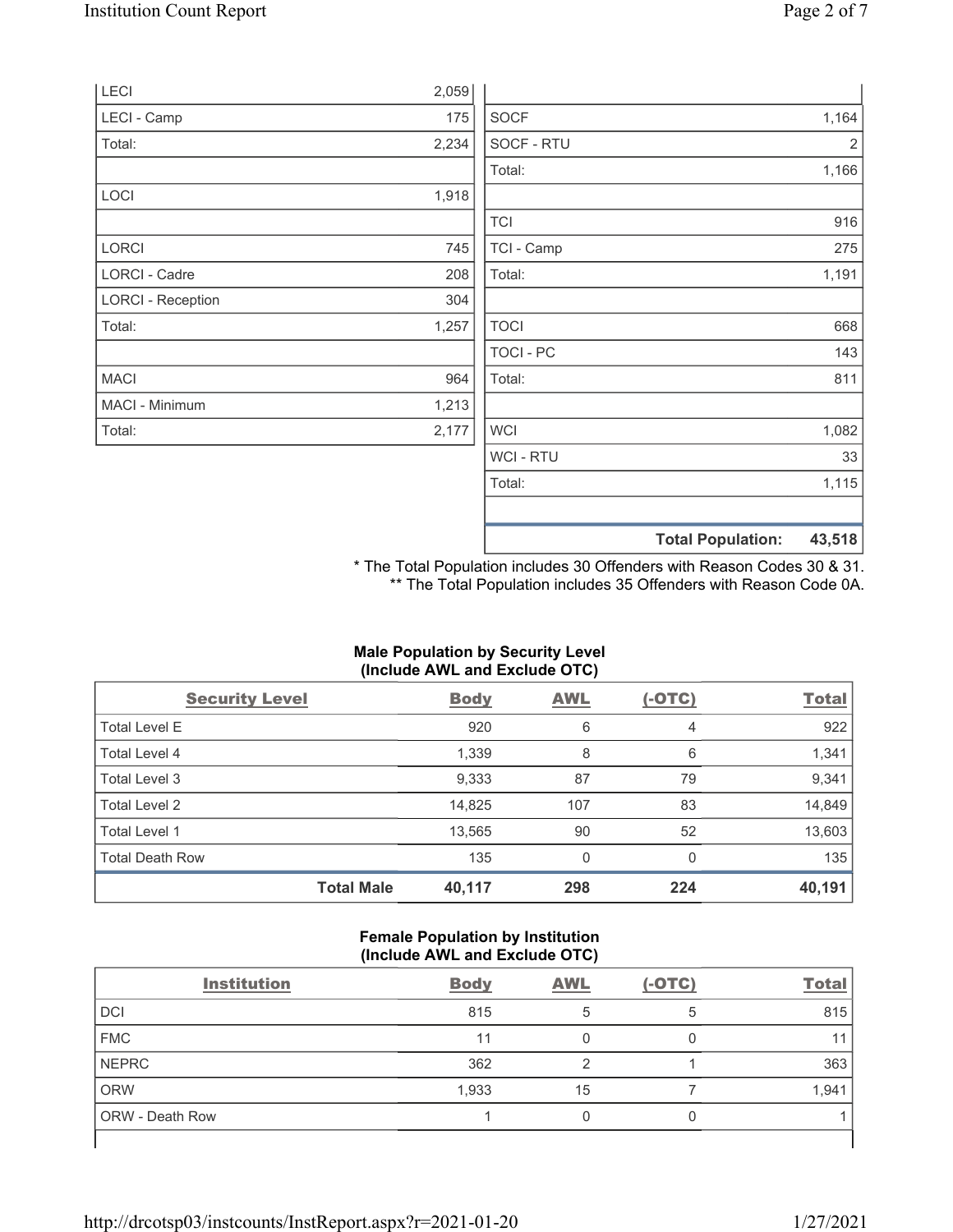| | |
|---|---|
| LECI | 2,059 |
| LECI - Camp | 175 |
| Total: | 2,234 |
| | |
| LOCI | 1,918 |
| | |
| LORCI | 745 |
| LORCI - Cadre | 208 |
| LORCI - Reception | 304 |
| Total: | 1,257 |
| | |
| MACI | 964 |
| MACI - Minimum | 1,213 |
| Total: | 2,177 |
| | |
| SOCF | 1,164 |
| SOCF - RTU | 2 |
| Total: | 1,166 |
| | |
| TCI | 916 |
| TCI - Camp | 275 |
| Total: | 1,191 |
| | |
| TOCI | 668 |
| TOCI - PC | 143 |
| Total: | 811 |
| | |
| WCI | 1,082 |
| WCI - RTU | 33 |
| Total: | 1,115 |
| | |
| **Total Population:** | **43,518** |

\* The Total Population includes 30 Offenders with Reason Codes 30 & 31.
\*\* The Total Population includes 35 Offenders with Reason Code 0A.

**Male Population by Security Level (Include AWL and Exclude OTC)**

| Security Level | Body | AWL | (-OTC) | Total |
|---|---|---|---|---|
| Total Level E | 920 | 6 | 4 | 922 |
| Total Level 4 | 1,339 | 8 | 6 | 1,341 |
| Total Level 3 | 9,333 | 87 | 79 | 9,341 |
| Total Level 2 | 14,825 | 107 | 83 | 14,849 |
| Total Level 1 | 13,565 | 90 | 52 | 13,603 |
| Total Death Row | 135 | 0 | 0 | 135 |
| **Total Male** | **40,117** | **298** | **224** | **40,191** |

**Female Population by Institution (Include AWL and Exclude OTC)**

| Institution | Body | AWL | (-OTC) | Total |
|---|---|---|---|---|
| DCI | 815 | 5 | 5 | 815 |
| FMC | 11 | 0 | 0 | 11 |
| NEPRC | 362 | 2 | 1 | 363 |
| ORW | 1,933 | 15 | 7 | 1,941 |
| ORW - Death Row | 1 | 0 | 0 | 1 |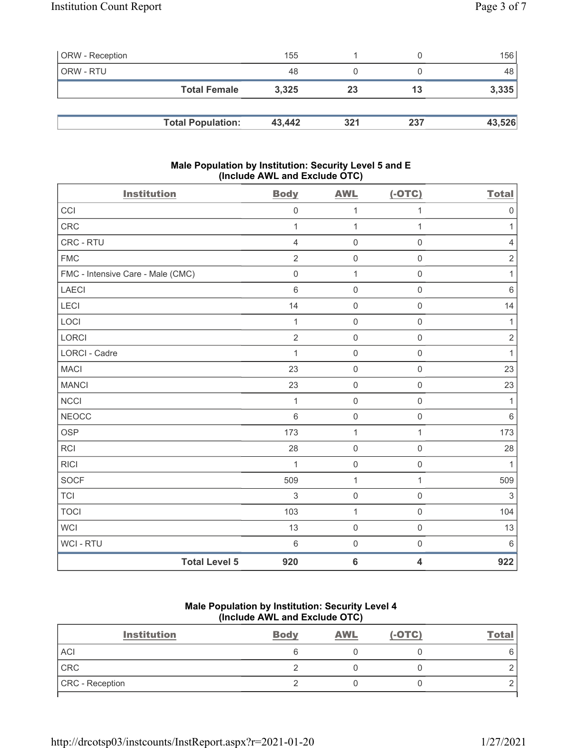| | | | | |
|---|---|---|---|---|
| ORW - Reception | 155 | 1 | 0 | 156 |
| ORW - RTU | 48 | 0 | 0 | 48 |
| **Total Female** | **3,325** | **23** | **13** | **3,335** |

| | | | | |
|---|---|---|---|---|
| **Total Population:** | **43,442** | **321** | **237** | **43,526** |

### Male Population by Institution: Security Level 5 and E (Include AWL and Exclude OTC)

| Institution | Body | AWL | (-OTC) | Total |
|---|---|---|---|---|
| CCI | 0 | 1 | 1 | 0 |
| CRC | 1 | 1 | 1 | 1 |
| CRC - RTU | 4 | 0 | 0 | 4 |
| FMC | 2 | 0 | 0 | 2 |
| FMC - Intensive Care - Male (CMC) | 0 | 1 | 0 | 1 |
| LAECI | 6 | 0 | 0 | 6 |
| LECI | 14 | 0 | 0 | 14 |
| LOCI | 1 | 0 | 0 | 1 |
| LORCI | 2 | 0 | 0 | 2 |
| LORCI - Cadre | 1 | 0 | 0 | 1 |
| MACI | 23 | 0 | 0 | 23 |
| MANCI | 23 | 0 | 0 | 23 |
| NCCI | 1 | 0 | 0 | 1 |
| NEOCC | 6 | 0 | 0 | 6 |
| OSP | 173 | 1 | 1 | 173 |
| RCI | 28 | 0 | 0 | 28 |
| RICI | 1 | 0 | 0 | 1 |
| SOCF | 509 | 1 | 1 | 509 |
| TCI | 3 | 0 | 0 | 3 |
| TOCI | 103 | 1 | 0 | 104 |
| WCI | 13 | 0 | 0 | 13 |
| WCI - RTU | 6 | 0 | 0 | 6 |
| **Total Level 5** | **920** | **6** | **4** | **922** |

### Male Population by Institution: Security Level 4 (Include AWL and Exclude OTC)

| Institution | Body | AWL | (-OTC) | Total |
|---|---|---|---|---|
| ACI | 6 | 0 | 0 | 6 |
| CRC | 2 | 0 | 0 | 2 |
| CRC - Reception | 2 | 0 | 0 | 2 |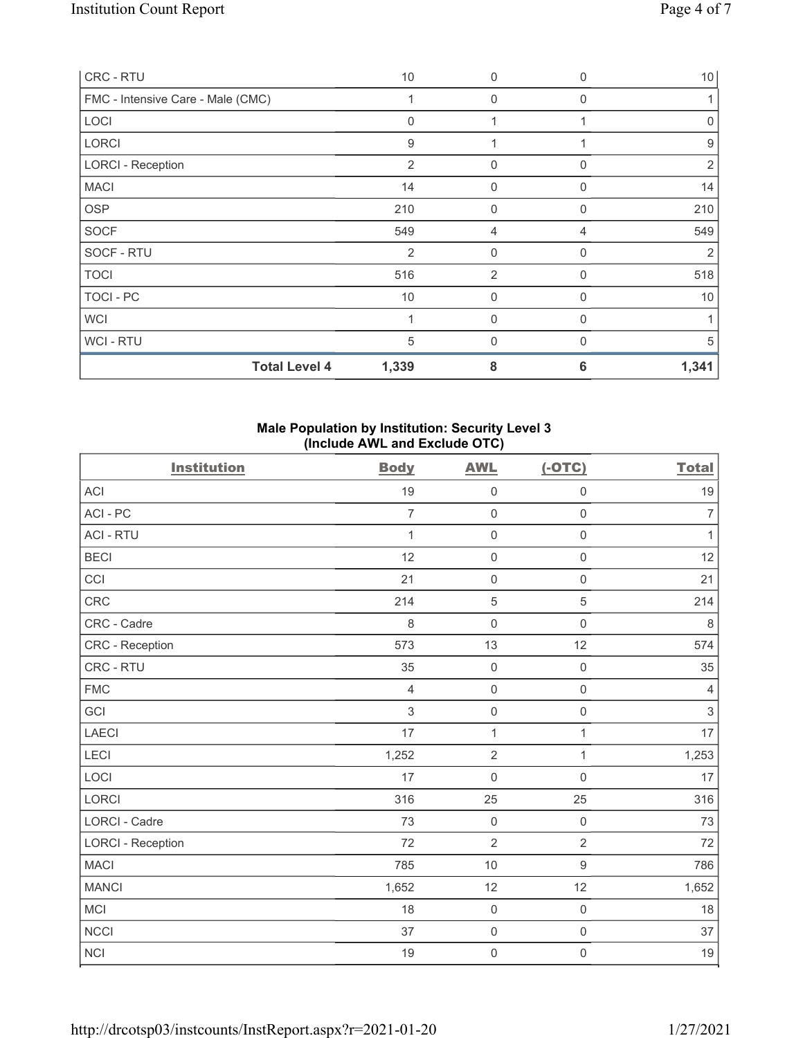| | | | | |
|---|---|---|---|---|
| CRC - RTU | 10 | 0 | 0 | 10 |
| FMC - Intensive Care - Male (CMC) | 1 | 0 | 0 | 1 |
| LOCI | 0 | 1 | 1 | 0 |
| LORCI | 9 | 1 | 1 | 9 |
| LORCI - Reception | 2 | 0 | 0 | 2 |
| MACI | 14 | 0 | 0 | 14 |
| OSP | 210 | 0 | 0 | 210 |
| SOCF | 549 | 4 | 4 | 549 |
| SOCF - RTU | 2 | 0 | 0 | 2 |
| TOCI | 516 | 2 | 0 | 518 |
| TOCI - PC | 10 | 0 | 0 | 10 |
| WCI | 1 | 0 | 0 | 1 |
| WCI - RTU | 5 | 0 | 0 | 5 |
| **Total Level 4** | **1,339** | **8** | **6** | **1,341** |

**Male Population by Institution: Security Level 3 (Include AWL and Exclude OTC)**

| Institution | Body | AWL | (-OTC) | Total |
|---|---|---|---|---|
| ACI | 19 | 0 | 0 | 19 |
| ACI - PC | 7 | 0 | 0 | 7 |
| ACI - RTU | 1 | 0 | 0 | 1 |
| BECI | 12 | 0 | 0 | 12 |
| CCI | 21 | 0 | 0 | 21 |
| CRC | 214 | 5 | 5 | 214 |
| CRC - Cadre | 8 | 0 | 0 | 8 |
| CRC - Reception | 573 | 13 | 12 | 574 |
| CRC - RTU | 35 | 0 | 0 | 35 |
| FMC | 4 | 0 | 0 | 4 |
| GCI | 3 | 0 | 0 | 3 |
| LAECI | 17 | 1 | 1 | 17 |
| LECI | 1,252 | 2 | 1 | 1,253 |
| LOCI | 17 | 0 | 0 | 17 |
| LORCI | 316 | 25 | 25 | 316 |
| LORCI - Cadre | 73 | 0 | 0 | 73 |
| LORCI - Reception | 72 | 2 | 2 | 72 |
| MACI | 785 | 10 | 9 | 786 |
| MANCI | 1,652 | 12 | 12 | 1,652 |
| MCI | 18 | 0 | 0 | 18 |
| NCCI | 37 | 0 | 0 | 37 |
| NCI | 19 | 0 | 0 | 19 |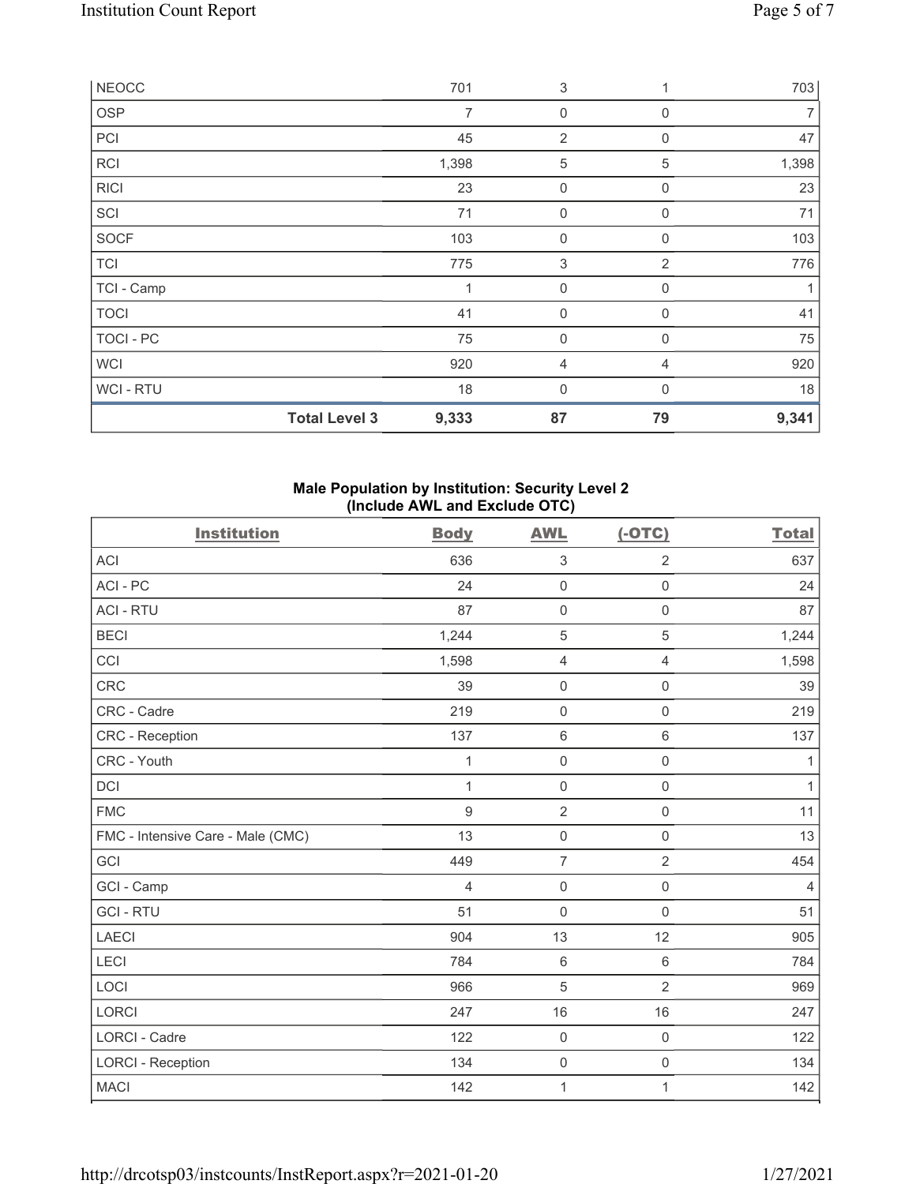| | | | | |
|---|---|---|---|---|
| NEOCC | 701 | 3 | 1 | 703 |
| OSP | 7 | 0 | 0 | 7 |
| PCI | 45 | 2 | 0 | 47 |
| RCI | 1,398 | 5 | 5 | 1,398 |
| RICI | 23 | 0 | 0 | 23 |
| SCI | 71 | 0 | 0 | 71 |
| SOCF | 103 | 0 | 0 | 103 |
| TCI | 775 | 3 | 2 | 776 |
| TCI - Camp | 1 | 0 | 0 | 1 |
| TOCI | 41 | 0 | 0 | 41 |
| TOCI - PC | 75 | 0 | 0 | 75 |
| WCI | 920 | 4 | 4 | 920 |
| WCI - RTU | 18 | 0 | 0 | 18 |
| **Total Level 3** | **9,333** | **87** | **79** | **9,341** |

## Male Population by Institution: Security Level 2 (Include AWL and Exclude OTC)

| Institution | Body | AWL | (-OTC) | Total |
|---|---|---|---|---|
| ACI | 636 | 3 | 2 | 637 |
| ACI - PC | 24 | 0 | 0 | 24 |
| ACI - RTU | 87 | 0 | 0 | 87 |
| BECI | 1,244 | 5 | 5 | 1,244 |
| CCI | 1,598 | 4 | 4 | 1,598 |
| CRC | 39 | 0 | 0 | 39 |
| CRC - Cadre | 219 | 0 | 0 | 219 |
| CRC - Reception | 137 | 6 | 6 | 137 |
| CRC - Youth | 1 | 0 | 0 | 1 |
| DCI | 1 | 0 | 0 | 1 |
| FMC | 9 | 2 | 0 | 11 |
| FMC - Intensive Care - Male (CMC) | 13 | 0 | 0 | 13 |
| GCI | 449 | 7 | 2 | 454 |
| GCI - Camp | 4 | 0 | 0 | 4 |
| GCI - RTU | 51 | 0 | 0 | 51 |
| LAECI | 904 | 13 | 12 | 905 |
| LECI | 784 | 6 | 6 | 784 |
| LOCI | 966 | 5 | 2 | 969 |
| LORCI | 247 | 16 | 16 | 247 |
| LORCI - Cadre | 122 | 0 | 0 | 122 |
| LORCI - Reception | 134 | 0 | 0 | 134 |
| MACI | 142 | 1 | 1 | 142 |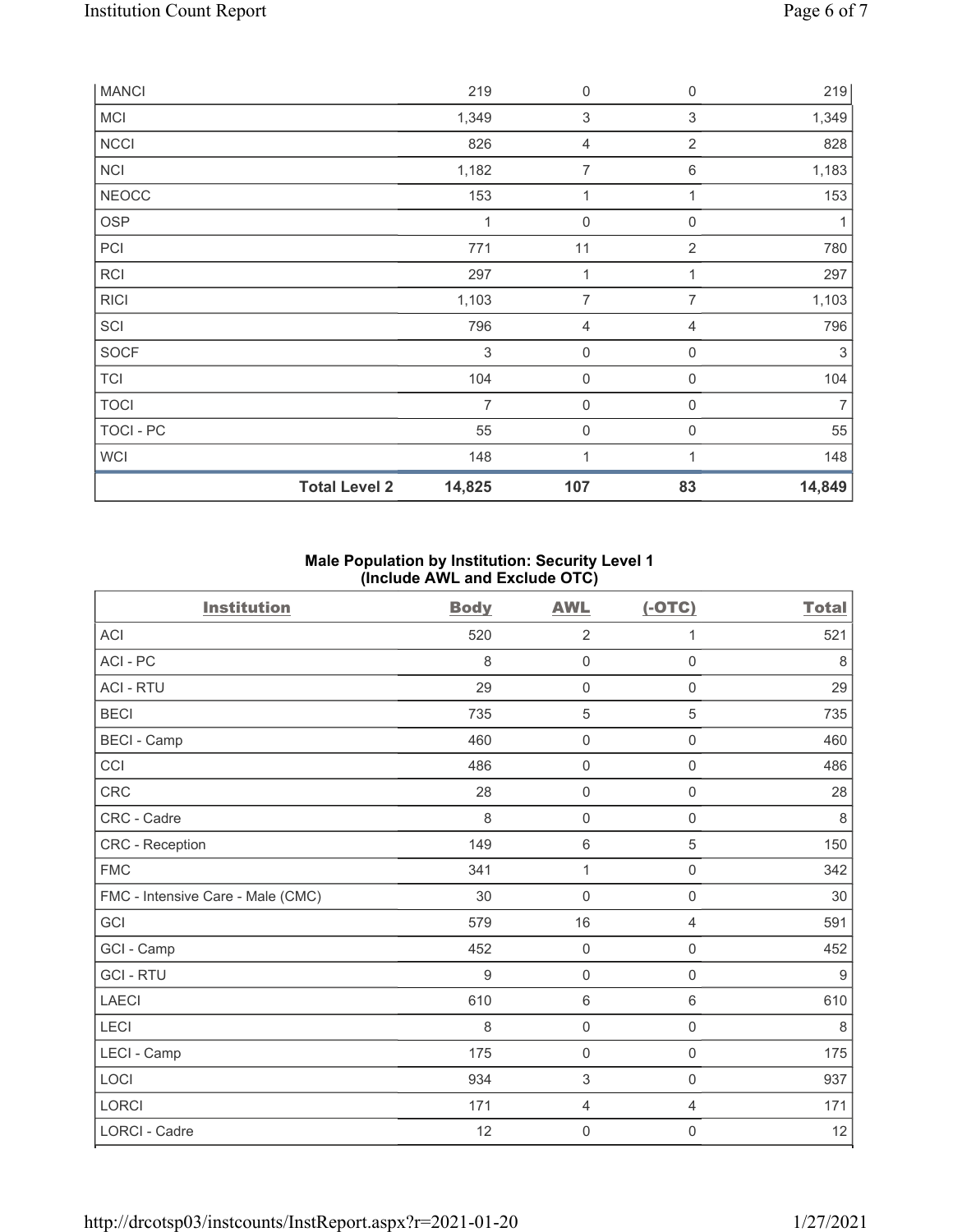| | | | | |
|---|---|---|---|---|
| MANCI | 219 | 0 | 0 | 219 |
| MCI | 1,349 | 3 | 3 | 1,349 |
| NCCI | 826 | 4 | 2 | 828 |
| NCI | 1,182 | 7 | 6 | 1,183 |
| NEOCC | 153 | 1 | 1 | 153 |
| OSP | 1 | 0 | 0 | 1 |
| PCI | 771 | 11 | 2 | 780 |
| RCI | 297 | 1 | 1 | 297 |
| RICI | 1,103 | 7 | 7 | 1,103 |
| SCI | 796 | 4 | 4 | 796 |
| SOCF | 3 | 0 | 0 | 3 |
| TCI | 104 | 0 | 0 | 104 |
| TOCI | 7 | 0 | 0 | 7 |
| TOCI - PC | 55 | 0 | 0 | 55 |
| WCI | 148 | 1 | 1 | 148 |
| **Total Level 2** | **14,825** | **107** | **83** | **14,849** |

**Male Population by Institution: Security Level 1 (Include AWL and Exclude OTC)**

| Institution | Body | AWL | (-OTC) | Total |
|---|---|---|---|---|
| ACI | 520 | 2 | 1 | 521 |
| ACI - PC | 8 | 0 | 0 | 8 |
| ACI - RTU | 29 | 0 | 0 | 29 |
| BECI | 735 | 5 | 5 | 735 |
| BECI - Camp | 460 | 0 | 0 | 460 |
| CCI | 486 | 0 | 0 | 486 |
| CRC | 28 | 0 | 0 | 28 |
| CRC - Cadre | 8 | 0 | 0 | 8 |
| CRC - Reception | 149 | 6 | 5 | 150 |
| FMC | 341 | 1 | 0 | 342 |
| FMC - Intensive Care - Male (CMC) | 30 | 0 | 0 | 30 |
| GCI | 579 | 16 | 4 | 591 |
| GCI - Camp | 452 | 0 | 0 | 452 |
| GCI - RTU | 9 | 0 | 0 | 9 |
| LAECI | 610 | 6 | 6 | 610 |
| LECI | 8 | 0 | 0 | 8 |
| LECI - Camp | 175 | 0 | 0 | 175 |
| LOCI | 934 | 3 | 0 | 937 |
| LORCI | 171 | 4 | 4 | 171 |
| LORCI - Cadre | 12 | 0 | 0 | 12 |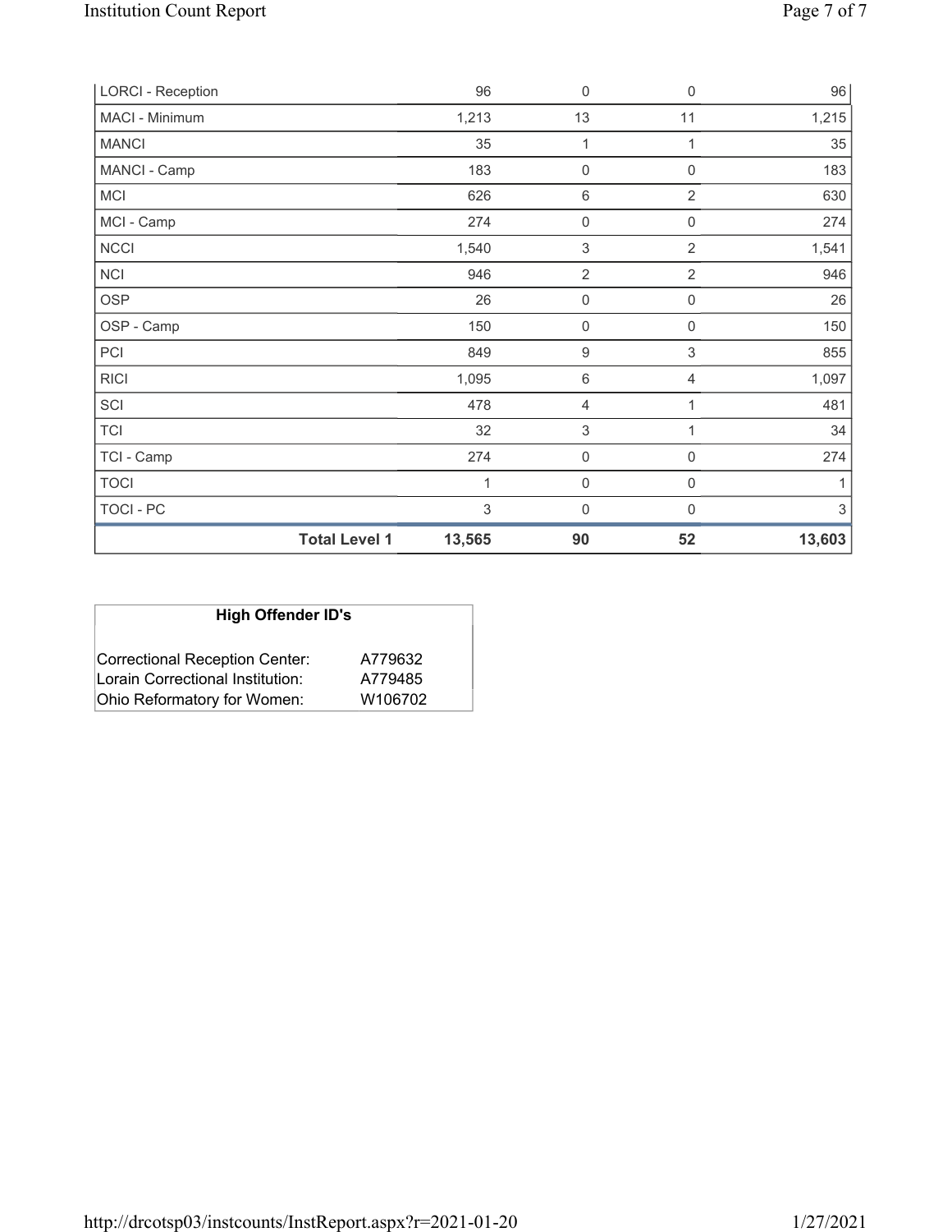| | | | | |
|---|---|---|---|---|
| LORCI - Reception | 96 | 0 | 0 | 96 |
| MACI - Minimum | 1,213 | 13 | 11 | 1,215 |
| MANCI | 35 | 1 | 1 | 35 |
| MANCI - Camp | 183 | 0 | 0 | 183 |
| MCI | 626 | 6 | 2 | 630 |
| MCI - Camp | 274 | 0 | 0 | 274 |
| NCCI | 1,540 | 3 | 2 | 1,541 |
| NCI | 946 | 2 | 2 | 946 |
| OSP | 26 | 0 | 0 | 26 |
| OSP - Camp | 150 | 0 | 0 | 150 |
| PCI | 849 | 9 | 3 | 855 |
| RICI | 1,095 | 6 | 4 | 1,097 |
| SCI | 478 | 4 | 1 | 481 |
| TCI | 32 | 3 | 1 | 34 |
| TCI - Camp | 274 | 0 | 0 | 274 |
| TOCI | 1 | 0 | 0 | 1 |
| TOCI - PC | 3 | 0 | 0 | 3 |
| **Total Level 1** | **13,565** | **90** | **52** | **13,603** |

| High Offender ID's | |
|---|---|
| Correctional Reception Center: | A779632 |
| Lorain Correctional Institution: | A779485 |
| Ohio Reformatory for Women: | W106702 |